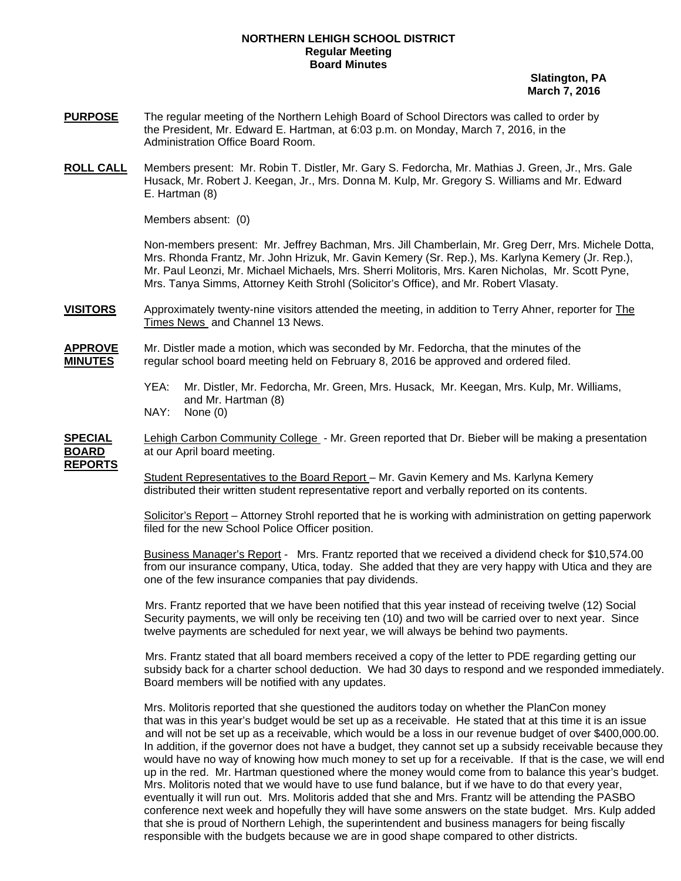**NORTHERN LEHIGH SCHOOL DISTRICT**
**Regular Meeting**
**Board Minutes**

**Slatington, PA**
**March 7, 2016**

**PURPOSE** The regular meeting of the Northern Lehigh Board of School Directors was called to order by the President, Mr. Edward E. Hartman, at 6:03 p.m. on Monday, March 7, 2016, in the Administration Office Board Room.

**ROLL CALL** Members present: Mr. Robin T. Distler, Mr. Gary S. Fedorcha, Mr. Mathias J. Green, Jr., Mrs. Gale Husack, Mr. Robert J. Keegan, Jr., Mrs. Donna M. Kulp, Mr. Gregory S. Williams and Mr. Edward E. Hartman (8)

Members absent: (0)

Non-members present: Mr. Jeffrey Bachman, Mrs. Jill Chamberlain, Mr. Greg Derr, Mrs. Michele Dotta, Mrs. Rhonda Frantz, Mr. John Hrizuk, Mr. Gavin Kemery (Sr. Rep.), Ms. Karlyna Kemery (Jr. Rep.), Mr. Paul Leonzi, Mr. Michael Michaels, Mrs. Sherri Molitoris, Mrs. Karen Nicholas, Mr. Scott Pyne, Mrs. Tanya Simms, Attorney Keith Strohl (Solicitor's Office), and Mr. Robert Vlasaty.

**VISITORS** Approximately twenty-nine visitors attended the meeting, in addition to Terry Ahner, reporter for The Times News and Channel 13 News.

**APPROVE MINUTES** Mr. Distler made a motion, which was seconded by Mr. Fedorcha, that the minutes of the regular school board meeting held on February 8, 2016 be approved and ordered filed.

YEA: Mr. Distler, Mr. Fedorcha, Mr. Green, Mrs. Husack, Mr. Keegan, Mrs. Kulp, Mr. Williams, and Mr. Hartman (8)
NAY: None (0)

**SPECIAL BOARD REPORTS** Lehigh Carbon Community College - Mr. Green reported that Dr. Bieber will be making a presentation at our April board meeting.

Student Representatives to the Board Report – Mr. Gavin Kemery and Ms. Karlyna Kemery distributed their written student representative report and verbally reported on its contents.

Solicitor's Report – Attorney Strohl reported that he is working with administration on getting paperwork filed for the new School Police Officer position.

Business Manager's Report - Mrs. Frantz reported that we received a dividend check for $10,574.00 from our insurance company, Utica, today. She added that they are very happy with Utica and they are one of the few insurance companies that pay dividends.

Mrs. Frantz reported that we have been notified that this year instead of receiving twelve (12) Social Security payments, we will only be receiving ten (10) and two will be carried over to next year. Since twelve payments are scheduled for next year, we will always be behind two payments.

Mrs. Frantz stated that all board members received a copy of the letter to PDE regarding getting our subsidy back for a charter school deduction. We had 30 days to respond and we responded immediately. Board members will be notified with any updates.

Mrs. Molitoris reported that she questioned the auditors today on whether the PlanCon money that was in this year's budget would be set up as a receivable. He stated that at this time it is an issue and will not be set up as a receivable, which would be a loss in our revenue budget of over $400,000.00. In addition, if the governor does not have a budget, they cannot set up a subsidy receivable because they would have no way of knowing how much money to set up for a receivable. If that is the case, we will end up in the red. Mr. Hartman questioned where the money would come from to balance this year's budget. Mrs. Molitoris noted that we would have to use fund balance, but if we have to do that every year, eventually it will run out. Mrs. Molitoris added that she and Mrs. Frantz will be attending the PASBO conference next week and hopefully they will have some answers on the state budget. Mrs. Kulp added that she is proud of Northern Lehigh, the superintendent and business managers for being fiscally responsible with the budgets because we are in good shape compared to other districts.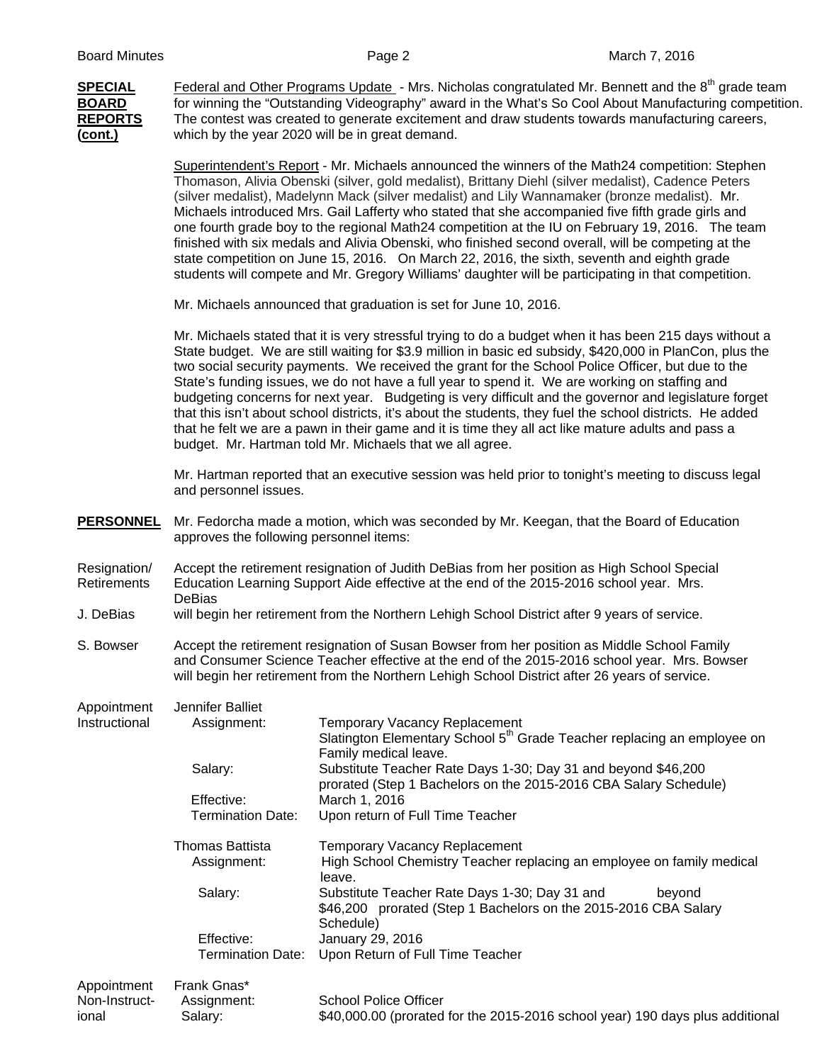**SPECIAL BOARD REPORTS (cont.)**

Federal and Other Programs Update - Mrs. Nicholas congratulated Mr. Bennett and the 8th grade team for winning the "Outstanding Videography" award in the What's So Cool About Manufacturing competition. The contest was created to generate excitement and draw students towards manufacturing careers, which by the year 2020 will be in great demand.

Superintendent's Report - Mr. Michaels announced the winners of the Math24 competition: Stephen Thomason, Alivia Obenski (silver, gold medalist), Brittany Diehl (silver medalist), Cadence Peters (silver medalist), Madelynn Mack (silver medalist) and Lily Wannamaker (bronze medalist). Mr. Michaels introduced Mrs. Gail Lafferty who stated that she accompanied five fifth grade girls and one fourth grade boy to the regional Math24 competition at the IU on February 19, 2016. The team finished with six medals and Alivia Obenski, who finished second overall, will be competing at the state competition on June 15, 2016. On March 22, 2016, the sixth, seventh and eighth grade students will compete and Mr. Gregory Williams' daughter will be participating in that competition.

Mr. Michaels announced that graduation is set for June 10, 2016.

Mr. Michaels stated that it is very stressful trying to do a budget when it has been 215 days without a State budget. We are still waiting for $3.9 million in basic ed subsidy, $420,000 in PlanCon, plus the two social security payments. We received the grant for the School Police Officer, but due to the State's funding issues, we do not have a full year to spend it. We are working on staffing and budgeting concerns for next year. Budgeting is very difficult and the governor and legislature forget that this isn't about school districts, it's about the students, they fuel the school districts. He added that he felt we are a pawn in their game and it is time they all act like mature adults and pass a budget. Mr. Hartman told Mr. Michaels that we all agree.

Mr. Hartman reported that an executive session was held prior to tonight's meeting to discuss legal and personnel issues.

**PERSONNEL**

Mr. Fedorcha made a motion, which was seconded by Mr. Keegan, that the Board of Education approves the following personnel items:

**Resignation/ Retirements**

J. DeBias — Accept the retirement resignation of Judith DeBias from her position as High School Special Education Learning Support Aide effective at the end of the 2015-2016 school year. Mrs. DeBias will begin her retirement from the Northern Lehigh School District after 9 years of service.

S. Bowser — Accept the retirement resignation of Susan Bowser from her position as Middle School Family and Consumer Science Teacher effective at the end of the 2015-2016 school year. Mrs. Bowser will begin her retirement from the Northern Lehigh School District after 26 years of service.

**Appointment Instructional**

Jennifer Balliet
- Assignment: Temporary Vacancy Replacement
  Slatington Elementary School 5th Grade Teacher replacing an employee on Family medical leave.
- Salary: Substitute Teacher Rate Days 1-30; Day 31 and beyond $46,200 prorated (Step 1 Bachelors on the 2015-2016 CBA Salary Schedule)
- Effective: March 1, 2016
- Termination Date: Upon return of Full Time Teacher

Thomas Battista — Temporary Vacancy Replacement
- Assignment: High School Chemistry Teacher replacing an employee on family medical leave.
- Salary: Substitute Teacher Rate Days 1-30; Day 31 and beyond $46,200 prorated (Step 1 Bachelors on the 2015-2016 CBA Salary Schedule)
- Effective: January 29, 2016
- Termination Date: Upon Return of Full Time Teacher

**Appointment Non-Instructional**

Frank Gnas*
- Assignment: School Police Officer
- Salary: $40,000.00 (prorated for the 2015-2016 school year) 190 days plus additional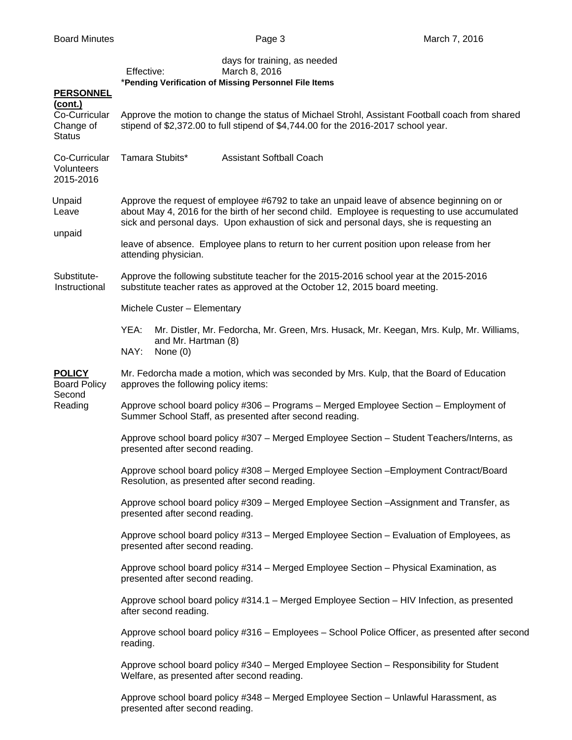days for training, as needed
Effective: March 8, 2016
***Pending Verification of Missing Personnel File Items**

**PERSONNEL (cont.)**

Co-Curricular Change of Status

Approve the motion to change the status of Michael Strohl, Assistant Football coach from shared stipend of $2,372.00 to full stipend of $4,744.00 for the 2016-2017 school year.

Co-Curricular Volunteers 2015-2016

Tamara Stubits* Assistant Softball Coach

Unpaid Leave

Approve the request of employee #6792 to take an unpaid leave of absence beginning on or about May 4, 2016 for the birth of her second child. Employee is requesting to use accumulated sick and personal days. Upon exhaustion of sick and personal days, she is requesting an unpaid leave of absence. Employee plans to return to her current position upon release from her attending physician.

Substitute-Instructional

Approve the following substitute teacher for the 2015-2016 school year at the 2015-2016 substitute teacher rates as approved at the October 12, 2015 board meeting.

Michele Custer – Elementary

YEA: Mr. Distler, Mr. Fedorcha, Mr. Green, Mrs. Husack, Mr. Keegan, Mrs. Kulp, Mr. Williams, and Mr. Hartman (8)
NAY: None (0)

**POLICY**

Board Policy Second Reading

Mr. Fedorcha made a motion, which was seconded by Mrs. Kulp, that the Board of Education approves the following policy items:

Approve school board policy #306 – Programs – Merged Employee Section – Employment of Summer School Staff, as presented after second reading.

Approve school board policy #307 – Merged Employee Section – Student Teachers/Interns, as presented after second reading.

Approve school board policy #308 – Merged Employee Section –Employment Contract/Board Resolution, as presented after second reading.

Approve school board policy #309 – Merged Employee Section –Assignment and Transfer, as presented after second reading.

Approve school board policy #313 – Merged Employee Section – Evaluation of Employees, as presented after second reading.

Approve school board policy #314 – Merged Employee Section – Physical Examination, as presented after second reading.

Approve school board policy #314.1 – Merged Employee Section – HIV Infection, as presented after second reading.

Approve school board policy #316 – Employees – School Police Officer, as presented after second reading.

Approve school board policy #340 – Merged Employee Section – Responsibility for Student Welfare, as presented after second reading.

Approve school board policy #348 – Merged Employee Section – Unlawful Harassment, as presented after second reading.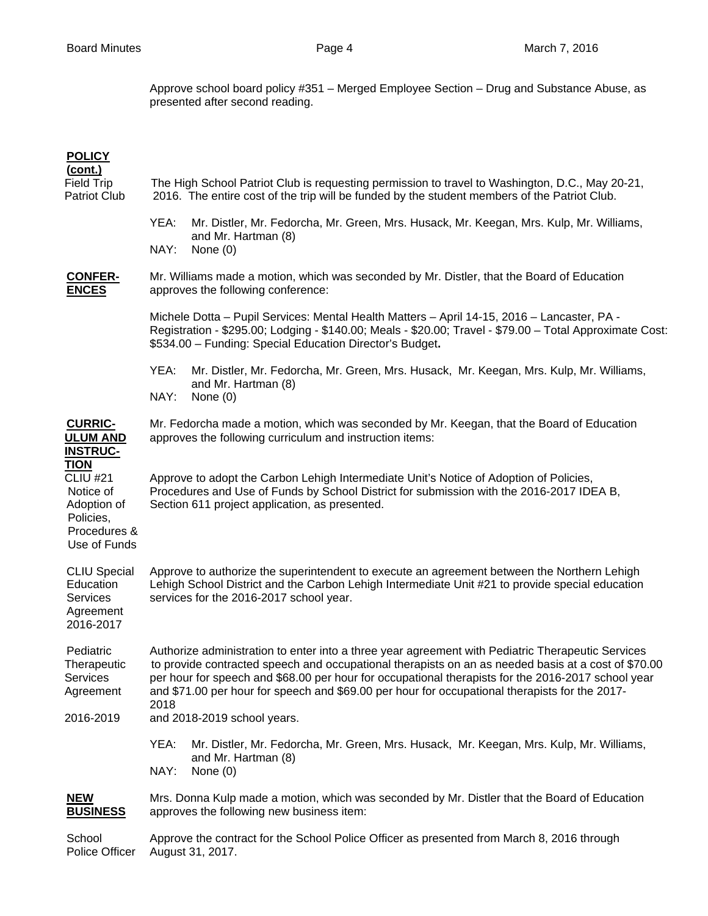Approve school board policy #351 – Merged Employee Section – Drug and Substance Abuse, as presented after second reading.

**POLICY (cont.)**

Field Trip Patriot Club

The High School Patriot Club is requesting permission to travel to Washington, D.C., May 20-21, 2016. The entire cost of the trip will be funded by the student members of the Patriot Club.

YEA: Mr. Distler, Mr. Fedorcha, Mr. Green, Mrs. Husack, Mr. Keegan, Mrs. Kulp, Mr. Williams, and Mr. Hartman (8)
NAY: None (0)

**CONFERENCES**

Mr. Williams made a motion, which was seconded by Mr. Distler, that the Board of Education approves the following conference:

Michele Dotta – Pupil Services: Mental Health Matters – April 14-15, 2016 – Lancaster, PA - Registration - $295.00; Lodging - $140.00; Meals - $20.00; Travel - $79.00 – Total Approximate Cost: $534.00 – Funding: Special Education Director's Budget**.**

YEA: Mr. Distler, Mr. Fedorcha, Mr. Green, Mrs. Husack, Mr. Keegan, Mrs. Kulp, Mr. Williams, and Mr. Hartman (8)
NAY: None (0)

**CURRICULUM AND INSTRUCTION**

Mr. Fedorcha made a motion, which was seconded by Mr. Keegan, that the Board of Education approves the following curriculum and instruction items:

CLIU #21 Notice of Adoption of Policies, Procedures & Use of Funds

Approve to adopt the Carbon Lehigh Intermediate Unit's Notice of Adoption of Policies, Procedures and Use of Funds by School District for submission with the 2016-2017 IDEA B, Section 611 project application, as presented.

CLIU Special Education Services Agreement 2016-2017

Approve to authorize the superintendent to execute an agreement between the Northern Lehigh Lehigh School District and the Carbon Lehigh Intermediate Unit #21 to provide special education services for the 2016-2017 school year.

Pediatric Therapeutic Services Agreement 2016-2019

Authorize administration to enter into a three year agreement with Pediatric Therapeutic Services to provide contracted speech and occupational therapists on an as needed basis at a cost of $70.00 per hour for speech and $68.00 per hour for occupational therapists for the 2016-2017 school year and $71.00 per hour for speech and $69.00 per hour for occupational therapists for the 2017-2018 and 2018-2019 school years.

YEA: Mr. Distler, Mr. Fedorcha, Mr. Green, Mrs. Husack, Mr. Keegan, Mrs. Kulp, Mr. Williams, and Mr. Hartman (8)
NAY: None (0)

**NEW BUSINESS**

Mrs. Donna Kulp made a motion, which was seconded by Mr. Distler that the Board of Education approves the following new business item:

School Police Officer

Approve the contract for the School Police Officer as presented from March 8, 2016 through August 31, 2017.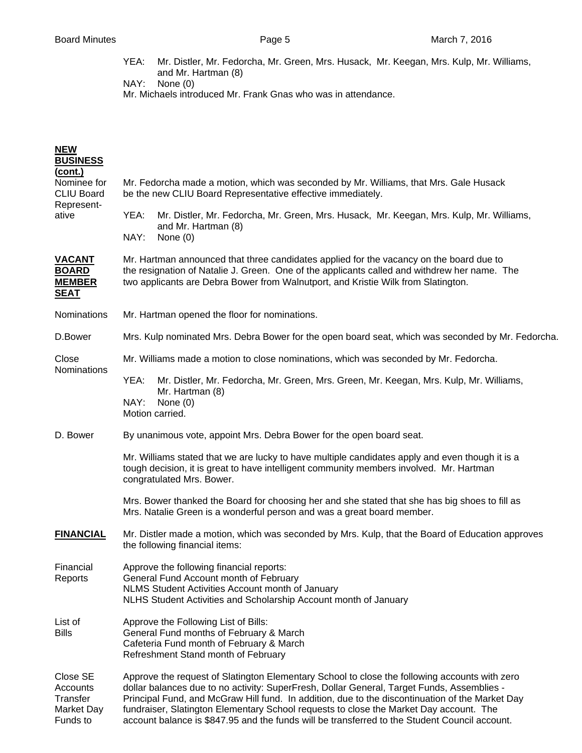YEA: Mr. Distler, Mr. Fedorcha, Mr. Green, Mrs. Husack, Mr. Keegan, Mrs. Kulp, Mr. Williams, and Mr. Hartman (8)
NAY: None (0)
Mr. Michaels introduced Mr. Frank Gnas who was in attendance.

**NEW BUSINESS (cont.)**

Nominee for CLIU Board Representative

Mr. Fedorcha made a motion, which was seconded by Mr. Williams, that Mrs. Gale Husack be the new CLIU Board Representative effective immediately.

YEA: Mr. Distler, Mr. Fedorcha, Mr. Green, Mrs. Husack, Mr. Keegan, Mrs. Kulp, Mr. Williams, and Mr. Hartman (8)
NAY: None (0)

**VACANT BOARD MEMBER SEAT**

Mr. Hartman announced that three candidates applied for the vacancy on the board due to the resignation of Natalie J. Green. One of the applicants called and withdrew her name. The two applicants are Debra Bower from Walnutport, and Kristie Wilk from Slatington.

Nominations

Mr. Hartman opened the floor for nominations.

D.Bower

Mrs. Kulp nominated Mrs. Debra Bower for the open board seat, which was seconded by Mr. Fedorcha.

Close Nominations

Mr. Williams made a motion to close nominations, which was seconded by Mr. Fedorcha.

YEA: Mr. Distler, Mr. Fedorcha, Mr. Green, Mrs. Green, Mr. Keegan, Mrs. Kulp, Mr. Williams, Mr. Hartman (8)
NAY: None (0)
Motion carried.

D. Bower

By unanimous vote, appoint Mrs. Debra Bower for the open board seat.

Mr. Williams stated that we are lucky to have multiple candidates apply and even though it is a tough decision, it is great to have intelligent community members involved. Mr. Hartman congratulated Mrs. Bower.

Mrs. Bower thanked the Board for choosing her and she stated that she has big shoes to fill as Mrs. Natalie Green is a wonderful person and was a great board member.

**FINANCIAL**

Mr. Distler made a motion, which was seconded by Mrs. Kulp, that the Board of Education approves the following financial items:

Financial Reports

Approve the following financial reports:
General Fund Account month of February
NLMS Student Activities Account month of January
NLHS Student Activities and Scholarship Account month of January

List of Bills

Approve the Following List of Bills:
General Fund months of February & March
Cafeteria Fund month of February & March
Refreshment Stand month of February

Close SE Accounts Transfer Market Day Funds to

Approve the request of Slatington Elementary School to close the following accounts with zero dollar balances due to no activity: SuperFresh, Dollar General, Target Funds, Assemblies - Principal Fund, and McGraw Hill fund. In addition, due to the discontinuation of the Market Day fundraiser, Slatington Elementary School requests to close the Market Day account. The account balance is $847.95 and the funds will be transferred to the Student Council account.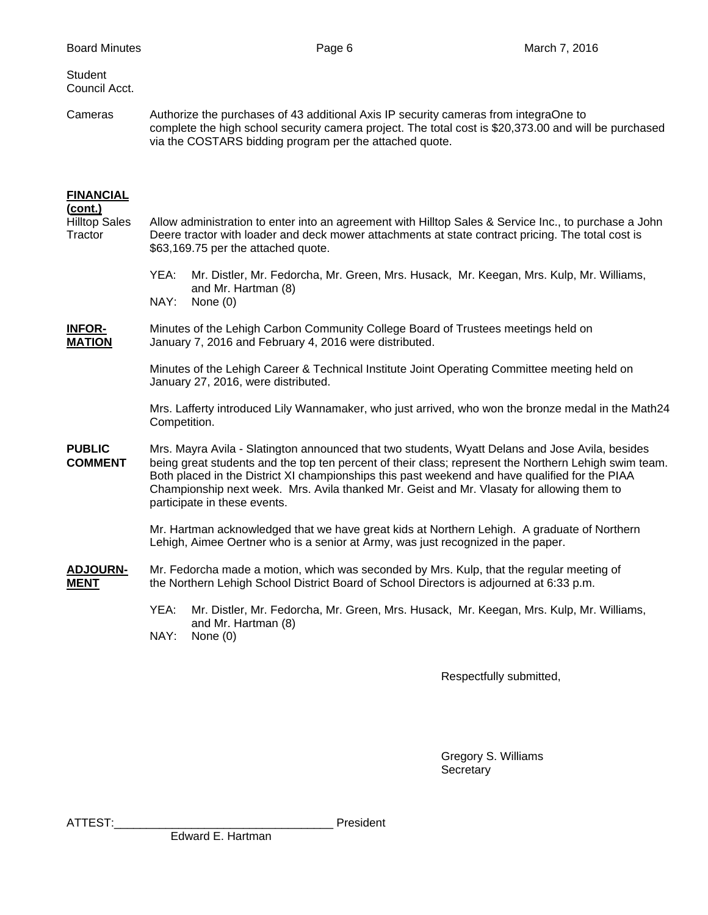Student Council Acct.

Cameras — Authorize the purchases of 43 additional Axis IP security cameras from integraOne to complete the high school security camera project. The total cost is $20,373.00 and will be purchased via the COSTARS bidding program per the attached quote.

**FINANCIAL (cont.)**

Hilltop Sales Tractor — Allow administration to enter into an agreement with Hilltop Sales & Service Inc., to purchase a John Deere tractor with loader and deck mower attachments at state contract pricing. The total cost is $63,169.75 per the attached quote.

YEA: Mr. Distler, Mr. Fedorcha, Mr. Green, Mrs. Husack, Mr. Keegan, Mrs. Kulp, Mr. Williams, and Mr. Hartman (8)
NAY: None (0)

**INFOR-MATION**

Minutes of the Lehigh Carbon Community College Board of Trustees meetings held on January 7, 2016 and February 4, 2016 were distributed.

Minutes of the Lehigh Career & Technical Institute Joint Operating Committee meeting held on January 27, 2016, were distributed.

Mrs. Lafferty introduced Lily Wannamaker, who just arrived, who won the bronze medal in the Math24 Competition.

**PUBLIC COMMENT**

Mrs. Mayra Avila - Slatington announced that two students, Wyatt Delans and Jose Avila, besides being great students and the top ten percent of their class; represent the Northern Lehigh swim team. Both placed in the District XI championships this past weekend and have qualified for the PIAA Championship next week. Mrs. Avila thanked Mr. Geist and Mr. Vlasaty for allowing them to participate in these events.

Mr. Hartman acknowledged that we have great kids at Northern Lehigh. A graduate of Northern Lehigh, Aimee Oertner who is a senior at Army, was just recognized in the paper.

**ADJOURN-MENT**

Mr. Fedorcha made a motion, which was seconded by Mrs. Kulp, that the regular meeting of the Northern Lehigh School District Board of School Directors is adjourned at 6:33 p.m.

YEA: Mr. Distler, Mr. Fedorcha, Mr. Green, Mrs. Husack, Mr. Keegan, Mrs. Kulp, Mr. Williams, and Mr. Hartman (8)
NAY: None (0)

Respectfully submitted,

Gregory S. Williams
Secretary

ATTEST:_________________________________ President
Edward E. Hartman